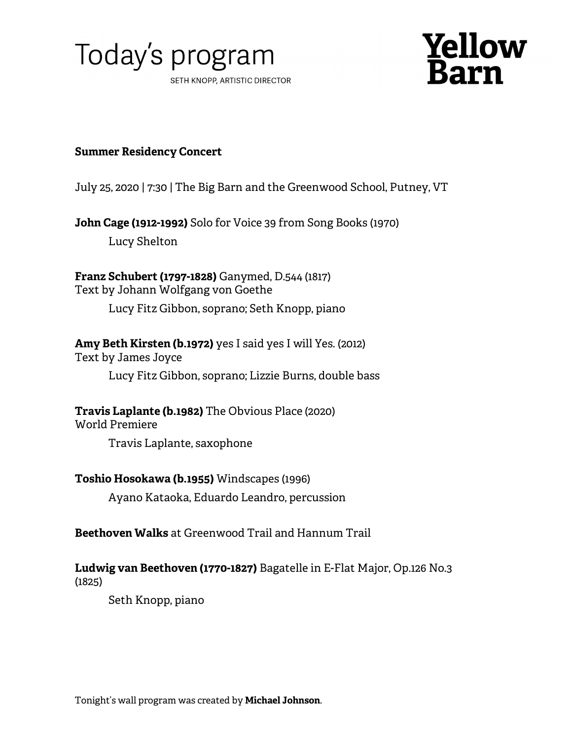# Today's program

SETH KNOPP, ARTISTIC DIRECTOR

**Yellow Barn**

**Summer Residency Concert**

July 25, 2020 | 7:30 | The Big Barn and the Greenwood School, Putney, VT

**John Cage (1912-1992)** Solo for Voice 39 from Song Books (1970)

Lucy Shelton

**Franz Schubert (1797-1828)** Ganymed, D.544 (1817)
Text by Johann Wolfgang von Goethe

Lucy Fitz Gibbon, soprano; Seth Knopp, piano

**Amy Beth Kirsten (b.1972)** yes I said yes I will Yes. (2012)
Text by James Joyce

Lucy Fitz Gibbon, soprano; Lizzie Burns, double bass

**Travis Laplante (b.1982)** The Obvious Place (2020)
World Premiere

Travis Laplante, saxophone

**Toshio Hosokawa (b.1955)** Windscapes (1996)

Ayano Kataoka, Eduardo Leandro, percussion

**Beethoven Walks** at Greenwood Trail and Hannum Trail

**Ludwig van Beethoven (1770-1827)** Bagatelle in E-Flat Major, Op.126 No.3 (1825)

Seth Knopp, piano

Tonight's wall program was created by **Michael Johnson**.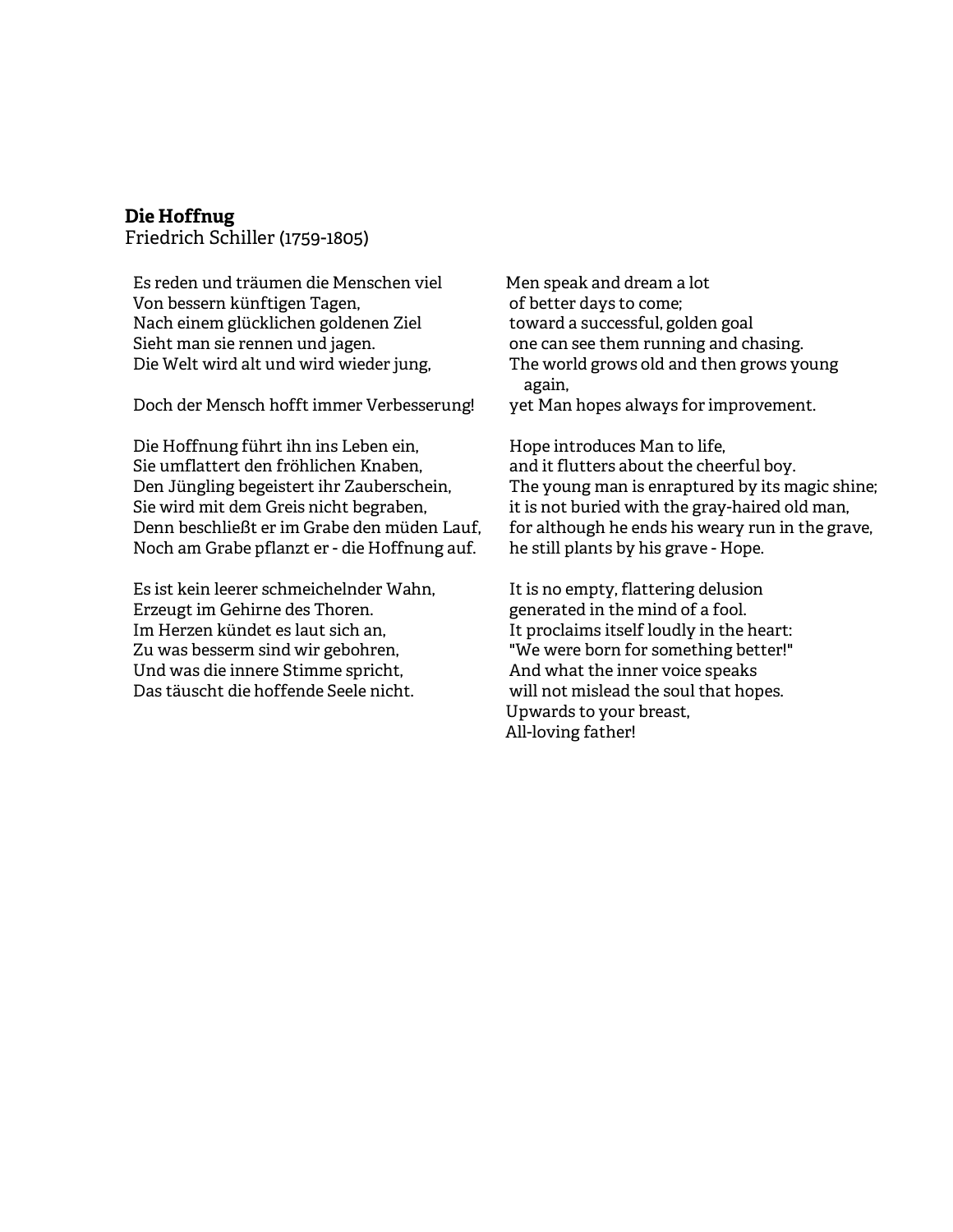**Die Hoffnug**
Friedrich Schiller (1759-1805)

Es reden und träumen die Menschen viel
Von bessern künftigen Tagen,
Nach einem glücklichen goldenen Ziel
Sieht man sie rennen und jagen.
Die Welt wird alt und wird wieder jung,

Doch der Mensch hofft immer Verbesserung!

Die Hoffnung führt ihn ins Leben ein,
Sie umflattert den fröhlichen Knaben,
Den Jüngling begeistert ihr Zauberschein,
Sie wird mit dem Greis nicht begraben,
Denn beschließt er im Grabe den müden Lauf,
Noch am Grabe pflanzt er - die Hoffnung auf.

Es ist kein leerer schmeichelnder Wahn,
Erzeugt im Gehirne des Thoren.
Im Herzen kündet es laut sich an,
Zu was besserm sind wir gebohren,
Und was die innere Stimme spricht,
Das täuscht die hoffende Seele nicht.

Men speak and dream a lot
of better days to come;
toward a successful, golden goal
one can see them running and chasing.
The world grows old and then grows young again,
yet Man hopes always for improvement.

Hope introduces Man to life,
and it flutters about the cheerful boy.
The young man is enraptured by its magic shine;
it is not buried with the gray-haired old man,
for although he ends his weary run in the grave,
he still plants by his grave - Hope.

It is no empty, flattering delusion
generated in the mind of a fool.
It proclaims itself loudly in the heart:
"We were born for something better!"
And what the inner voice speaks
will not mislead the soul that hopes.
Upwards to your breast,
All-loving father!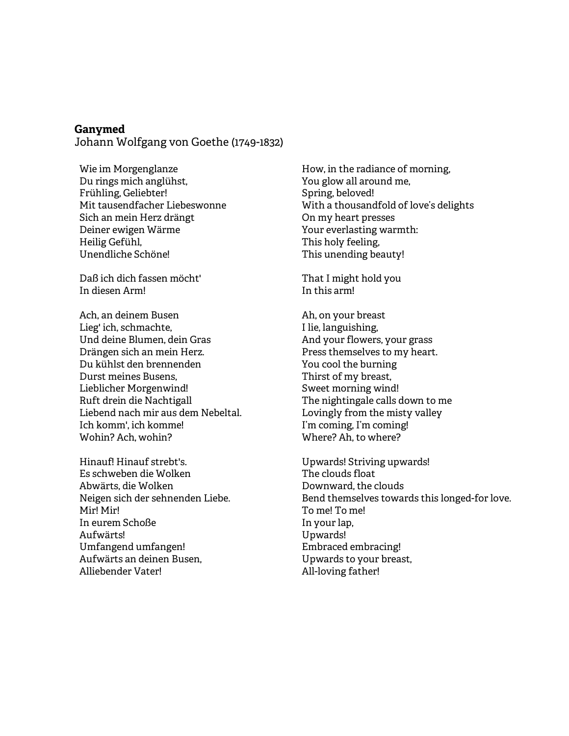**Ganymed**

Johann Wolfgang von Goethe (1749-1832)

Wie im Morgenglanze
Du rings mich anglühst,
Frühling, Geliebter!
Mit tausendfacher Liebeswonne
Sich an mein Herz drängt
Deiner ewigen Wärme
Heilig Gefühl,
Unendliche Schöne!

Daß ich dich fassen möcht'
In diesen Arm!

Ach, an deinem Busen
Lieg' ich, schmachte,
Und deine Blumen, dein Gras
Drängen sich an mein Herz.
Du kühlst den brennenden
Durst meines Busens,
Lieblicher Morgenwind!
Ruft drein die Nachtigall
Liebend nach mir aus dem Nebeltal.
Ich komm', ich komme!
Wohin? Ach, wohin?

Hinauf! Hinauf strebt's.
Es schweben die Wolken
Abwärts, die Wolken
Neigen sich der sehnenden Liebe.
Mir! Mir!
In eurem Schoße
Aufwärts!
Umfangend umfangen!
Aufwärts an deinen Busen,
Alliebender Vater!

How, in the radiance of morning,
You glow all around me,
Spring, beloved!
With a thousandfold of love's delights
On my heart presses
Your everlasting warmth:
This holy feeling,
This unending beauty!

That I might hold you
In this arm!

Ah, on your breast
I lie, languishing,
And your flowers, your grass
Press themselves to my heart.
You cool the burning
Thirst of my breast,
Sweet morning wind!
The nightingale calls down to me
Lovingly from the misty valley
I'm coming, I'm coming!
Where? Ah, to where?

Upwards! Striving upwards!
The clouds float
Downward, the clouds
Bend themselves towards this longed-for love.
To me! To me!
In your lap,
Upwards!
Embraced embracing!
Upwards to your breast,
All-loving father!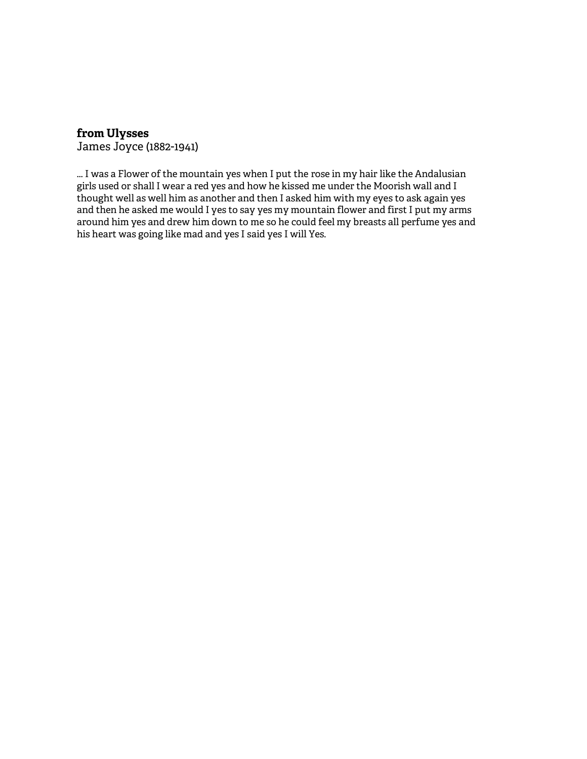**from Ulysses**

James Joyce (1882-1941)

... I was a Flower of the mountain yes when I put the rose in my hair like the Andalusian girls used or shall I wear a red yes and how he kissed me under the Moorish wall and I thought well as well him as another and then I asked him with my eyes to ask again yes and then he asked me would I yes to say yes my mountain flower and first I put my arms around him yes and drew him down to me so he could feel my breasts all perfume yes and his heart was going like mad and yes I said yes I will Yes.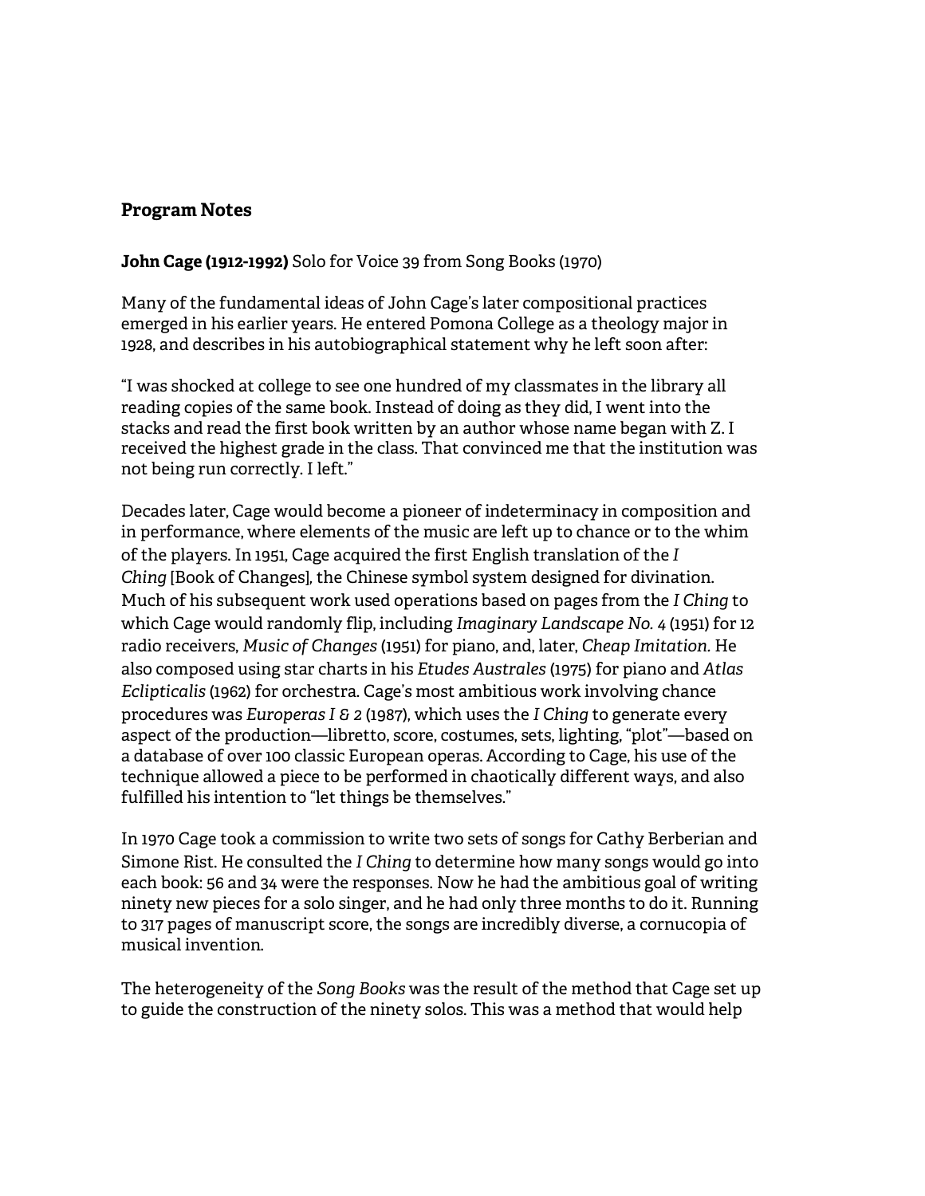## Program Notes

**John Cage (1912-1992)** Solo for Voice 39 from Song Books (1970)

Many of the fundamental ideas of John Cage's later compositional practices emerged in his earlier years. He entered Pomona College as a theology major in 1928, and describes in his autobiographical statement why he left soon after:

"I was shocked at college to see one hundred of my classmates in the library all reading copies of the same book. Instead of doing as they did, I went into the stacks and read the first book written by an author whose name began with Z. I received the highest grade in the class. That convinced me that the institution was not being run correctly. I left."

Decades later, Cage would become a pioneer of indeterminacy in composition and in performance, where elements of the music are left up to chance or to the whim of the players. In 1951, Cage acquired the first English translation of the *I Ching* [Book of Changes], the Chinese symbol system designed for divination. Much of his subsequent work used operations based on pages from the *I Ching* to which Cage would randomly flip, including *Imaginary Landscape No. 4* (1951) for 12 radio receivers, *Music of Changes* (1951) for piano, and, later, *Cheap Imitation*. He also composed using star charts in his *Etudes Australes* (1975) for piano and *Atlas Eclipticalis* (1962) for orchestra. Cage's most ambitious work involving chance procedures was *Europeras I & 2* (1987), which uses the *I Ching* to generate every aspect of the production—libretto, score, costumes, sets, lighting, "plot"—based on a database of over 100 classic European operas. According to Cage, his use of the technique allowed a piece to be performed in chaotically different ways, and also fulfilled his intention to "let things be themselves."

In 1970 Cage took a commission to write two sets of songs for Cathy Berberian and Simone Rist. He consulted the *I Ching* to determine how many songs would go into each book: 56 and 34 were the responses. Now he had the ambitious goal of writing ninety new pieces for a solo singer, and he had only three months to do it. Running to 317 pages of manuscript score, the songs are incredibly diverse, a cornucopia of musical invention.

The heterogeneity of the *Song Books* was the result of the method that Cage set up to guide the construction of the ninety solos. This was a method that would help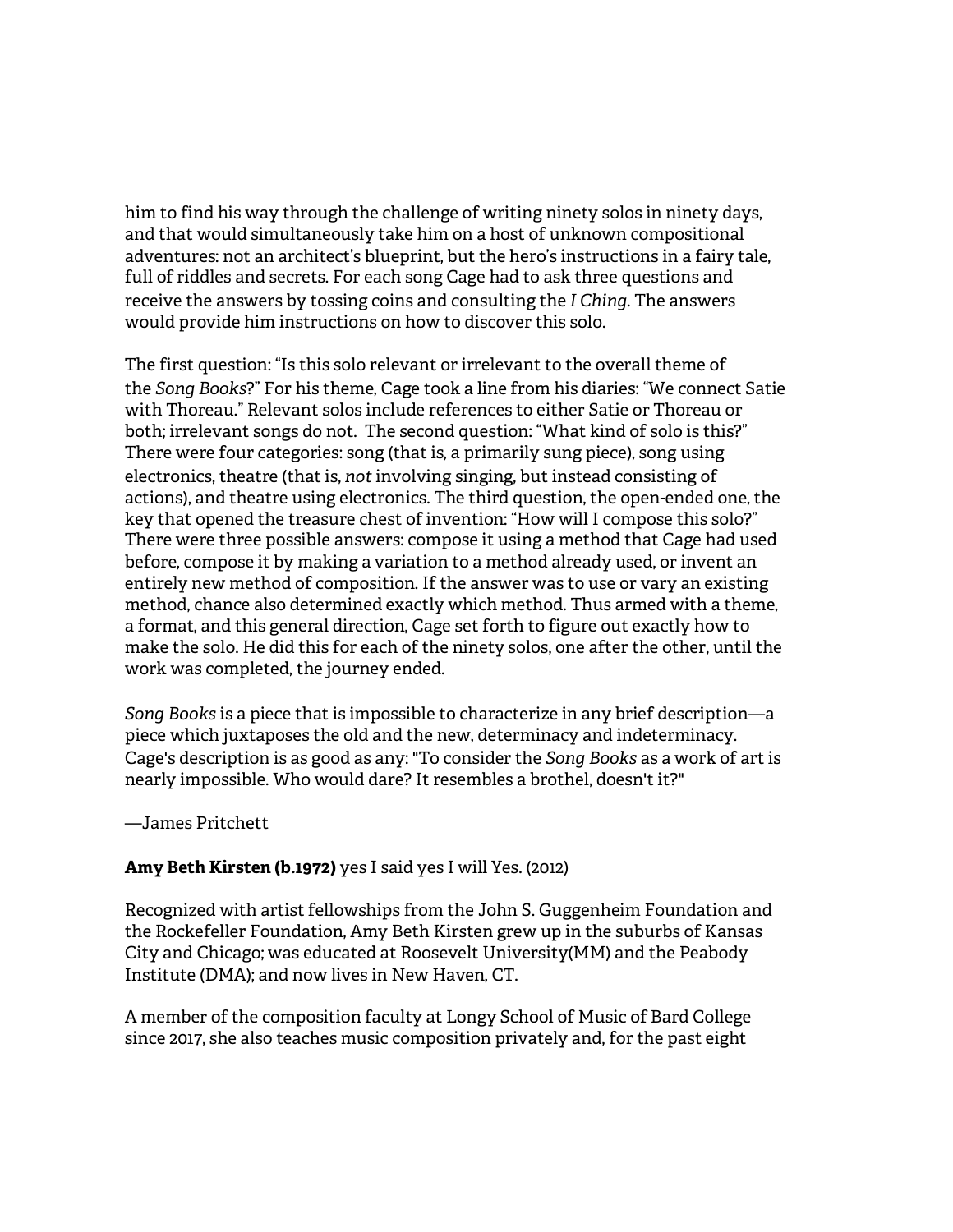him to find his way through the challenge of writing ninety solos in ninety days, and that would simultaneously take him on a host of unknown compositional adventures: not an architect's blueprint, but the hero's instructions in a fairy tale, full of riddles and secrets. For each song Cage had to ask three questions and receive the answers by tossing coins and consulting the *I Ching*. The answers would provide him instructions on how to discover this solo.

The first question: "Is this solo relevant or irrelevant to the overall theme of the *Song Books*?" For his theme, Cage took a line from his diaries: "We connect Satie with Thoreau." Relevant solos include references to either Satie or Thoreau or both; irrelevant songs do not. The second question: "What kind of solo is this?" There were four categories: song (that is, a primarily sung piece), song using electronics, theatre (that is, *not* involving singing, but instead consisting of actions), and theatre using electronics. The third question, the open-ended one, the key that opened the treasure chest of invention: "How will I compose this solo?" There were three possible answers: compose it using a method that Cage had used before, compose it by making a variation to a method already used, or invent an entirely new method of composition. If the answer was to use or vary an existing method, chance also determined exactly which method. Thus armed with a theme, a format, and this general direction, Cage set forth to figure out exactly how to make the solo. He did this for each of the ninety solos, one after the other, until the work was completed, the journey ended.

*Song Books* is a piece that is impossible to characterize in any brief description—a piece which juxtaposes the old and the new, determinacy and indeterminacy. Cage's description is as good as any: "To consider the *Song Books* as a work of art is nearly impossible. Who would dare? It resembles a brothel, doesn't it?"

—James Pritchett

**Amy Beth Kirsten (b.1972)** yes I said yes I will Yes. (2012)

Recognized with artist fellowships from the John S. Guggenheim Foundation and the Rockefeller Foundation, Amy Beth Kirsten grew up in the suburbs of Kansas City and Chicago; was educated at Roosevelt University(MM) and the Peabody Institute (DMA); and now lives in New Haven, CT.

A member of the composition faculty at Longy School of Music of Bard College since 2017, she also teaches music composition privately and, for the past eight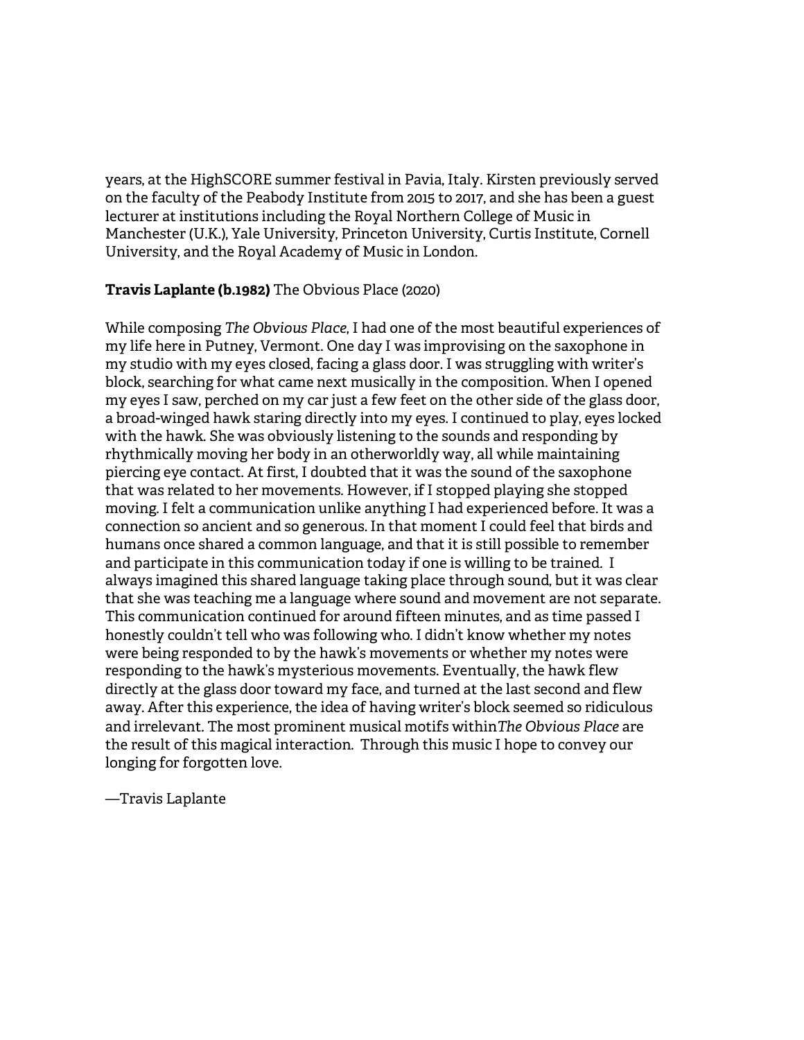years, at the HighSCORE summer festival in Pavia, Italy. Kirsten previously served on the faculty of the Peabody Institute from 2015 to 2017, and she has been a guest lecturer at institutions including the Royal Northern College of Music in Manchester (U.K.), Yale University, Princeton University, Curtis Institute, Cornell University, and the Royal Academy of Music in London.

**Travis Laplante (b.1982)** The Obvious Place (2020)

While composing *The Obvious Place*, I had one of the most beautiful experiences of my life here in Putney, Vermont. One day I was improvising on the saxophone in my studio with my eyes closed, facing a glass door. I was struggling with writer's block, searching for what came next musically in the composition. When I opened my eyes I saw, perched on my car just a few feet on the other side of the glass door, a broad-winged hawk staring directly into my eyes. I continued to play, eyes locked with the hawk. She was obviously listening to the sounds and responding by rhythmically moving her body in an otherworldly way, all while maintaining piercing eye contact. At first, I doubted that it was the sound of the saxophone that was related to her movements. However, if I stopped playing she stopped moving. I felt a communication unlike anything I had experienced before. It was a connection so ancient and so generous. In that moment I could feel that birds and humans once shared a common language, and that it is still possible to remember and participate in this communication today if one is willing to be trained. I always imagined this shared language taking place through sound, but it was clear that she was teaching me a language where sound and movement are not separate. This communication continued for around fifteen minutes, and as time passed I honestly couldn't tell who was following who. I didn't know whether my notes were being responded to by the hawk's movements or whether my notes were responding to the hawk's mysterious movements. Eventually, the hawk flew directly at the glass door toward my face, and turned at the last second and flew away. After this experience, the idea of having writer's block seemed so ridiculous and irrelevant. The most prominent musical motifs within*The Obvious Place* are the result of this magical interaction. Through this music I hope to convey our longing for forgotten love.

—Travis Laplante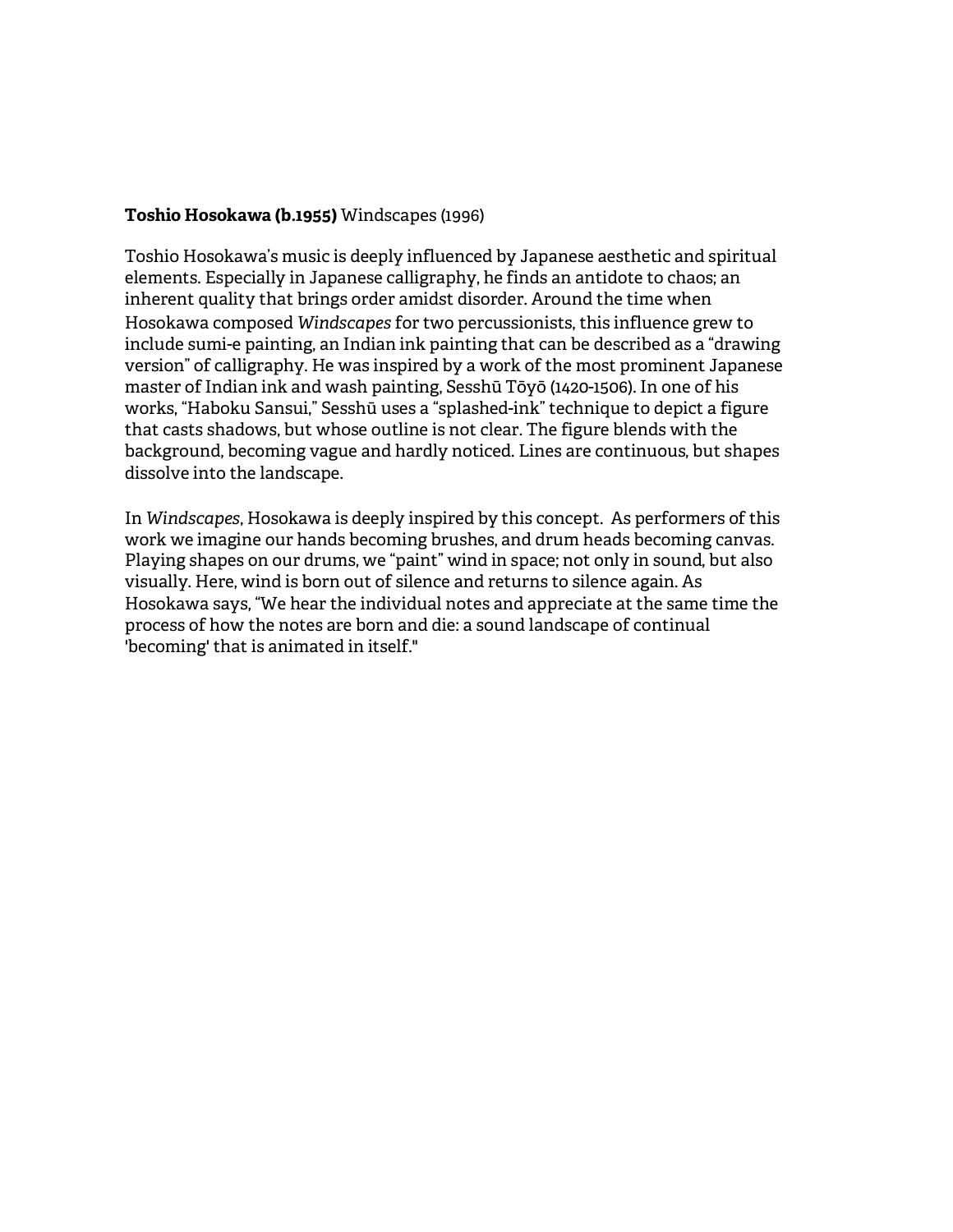**Toshio Hosokawa (b.1955)** Windscapes (1996)

Toshio Hosokawa's music is deeply influenced by Japanese aesthetic and spiritual elements. Especially in Japanese calligraphy, he finds an antidote to chaos; an inherent quality that brings order amidst disorder. Around the time when Hosokawa composed *Windscapes* for two percussionists, this influence grew to include sumi-e painting, an Indian ink painting that can be described as a "drawing version" of calligraphy. He was inspired by a work of the most prominent Japanese master of Indian ink and wash painting, Sesshū Tōyō (1420-1506). In one of his works, "Haboku Sansui," Sesshū uses a "splashed-ink" technique to depict a figure that casts shadows, but whose outline is not clear. The figure blends with the background, becoming vague and hardly noticed. Lines are continuous, but shapes dissolve into the landscape.

In *Windscapes*, Hosokawa is deeply inspired by this concept. As performers of this work we imagine our hands becoming brushes, and drum heads becoming canvas. Playing shapes on our drums, we "paint" wind in space; not only in sound, but also visually. Here, wind is born out of silence and returns to silence again. As Hosokawa says, "We hear the individual notes and appreciate at the same time the process of how the notes are born and die: a sound landscape of continual 'becoming' that is animated in itself."